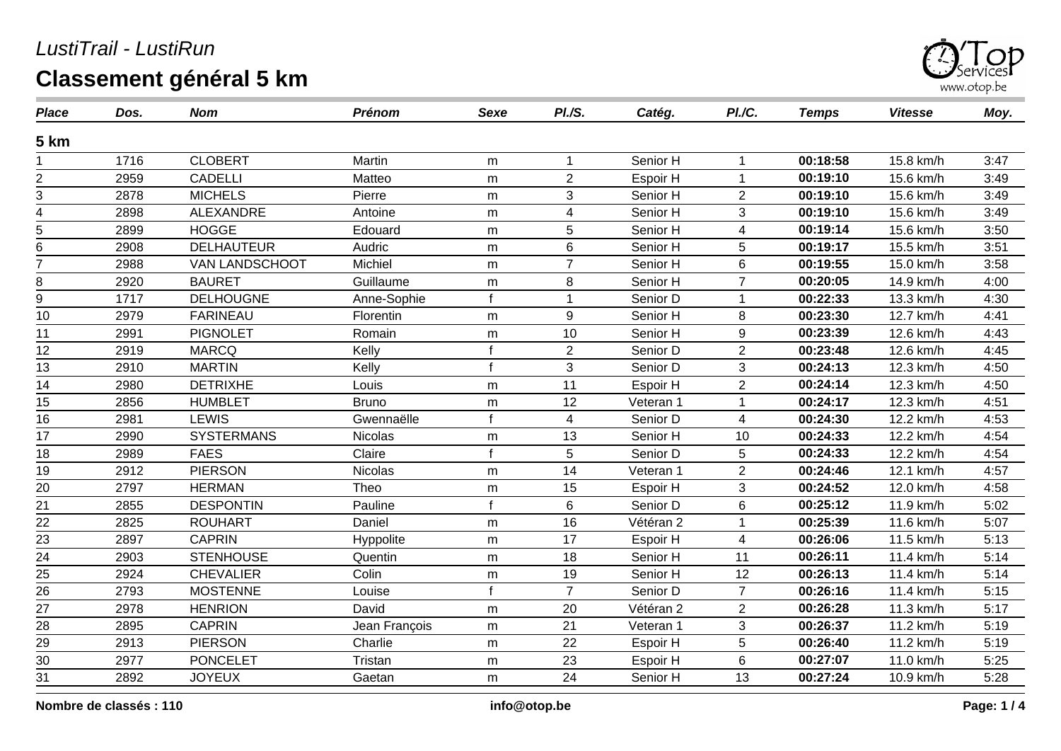*LustiTrail - LustiRun*

# Classement général 5 km

| Place | Dos. | Nom | Prénom | Sexe | Pl./S. | Catég. | Pl./C. | Temps | Vitesse | Moy. |
|---|---|---|---|---|---|---|---|---|---|---|
| **5 km** | | | | | | | | | | |
| 1 | 1716 | CLOBERT | Martin | m | 1 | Senior H | 1 | **00:18:58** | 15.8 km/h | 3:47 |
| 2 | 2959 | CADELLI | Matteo | m | 2 | Espoir H | 1 | **00:19:10** | 15.6 km/h | 3:49 |
| 3 | 2878 | MICHELS | Pierre | m | 3 | Senior H | 2 | **00:19:10** | 15.6 km/h | 3:49 |
| 4 | 2898 | ALEXANDRE | Antoine | m | 4 | Senior H | 3 | **00:19:10** | 15.6 km/h | 3:49 |
| 5 | 2899 | HOGGE | Edouard | m | 5 | Senior H | 4 | **00:19:14** | 15.6 km/h | 3:50 |
| 6 | 2908 | DELHAUTEUR | Audric | m | 6 | Senior H | 5 | **00:19:17** | 15.5 km/h | 3:51 |
| 7 | 2988 | VAN LANDSCHOOT | Michiel | m | 7 | Senior H | 6 | **00:19:55** | 15.0 km/h | 3:58 |
| 8 | 2920 | BAURET | Guillaume | m | 8 | Senior H | 7 | **00:20:05** | 14.9 km/h | 4:00 |
| 9 | 1717 | DELHOUGNE | Anne-Sophie | f | 1 | Senior D | 1 | **00:22:33** | 13.3 km/h | 4:30 |
| 10 | 2979 | FARINEAU | Florentin | m | 9 | Senior H | 8 | **00:23:30** | 12.7 km/h | 4:41 |
| 11 | 2991 | PIGNOLET | Romain | m | 10 | Senior H | 9 | **00:23:39** | 12.6 km/h | 4:43 |
| 12 | 2919 | MARCQ | Kelly | f | 2 | Senior D | 2 | **00:23:48** | 12.6 km/h | 4:45 |
| 13 | 2910 | MARTIN | Kelly | f | 3 | Senior D | 3 | **00:24:13** | 12.3 km/h | 4:50 |
| 14 | 2980 | DETRIXHE | Louis | m | 11 | Espoir H | 2 | **00:24:14** | 12.3 km/h | 4:50 |
| 15 | 2856 | HUMBLET | Bruno | m | 12 | Veteran 1 | 1 | **00:24:17** | 12.3 km/h | 4:51 |
| 16 | 2981 | LEWIS | Gwennaëlle | f | 4 | Senior D | 4 | **00:24:30** | 12.2 km/h | 4:53 |
| 17 | 2990 | SYSTERMANS | Nicolas | m | 13 | Senior H | 10 | **00:24:33** | 12.2 km/h | 4:54 |
| 18 | 2989 | FAES | Claire | f | 5 | Senior D | 5 | **00:24:33** | 12.2 km/h | 4:54 |
| 19 | 2912 | PIERSON | Nicolas | m | 14 | Veteran 1 | 2 | **00:24:46** | 12.1 km/h | 4:57 |
| 20 | 2797 | HERMAN | Theo | m | 15 | Espoir H | 3 | **00:24:52** | 12.0 km/h | 4:58 |
| 21 | 2855 | DESPONTIN | Pauline | f | 6 | Senior D | 6 | **00:25:12** | 11.9 km/h | 5:02 |
| 22 | 2825 | ROUHART | Daniel | m | 16 | Vétéran 2 | 1 | **00:25:39** | 11.6 km/h | 5:07 |
| 23 | 2897 | CAPRIN | Hyppolite | m | 17 | Espoir H | 4 | **00:26:06** | 11.5 km/h | 5:13 |
| 24 | 2903 | STENHOUSE | Quentin | m | 18 | Senior H | 11 | **00:26:11** | 11.4 km/h | 5:14 |
| 25 | 2924 | CHEVALIER | Colin | m | 19 | Senior H | 12 | **00:26:13** | 11.4 km/h | 5:14 |
| 26 | 2793 | MOSTENNE | Louise | f | 7 | Senior D | 7 | **00:26:16** | 11.4 km/h | 5:15 |
| 27 | 2978 | HENRION | David | m | 20 | Vétéran 2 | 2 | **00:26:28** | 11.3 km/h | 5:17 |
| 28 | 2895 | CAPRIN | Jean François | m | 21 | Veteran 1 | 3 | **00:26:37** | 11.2 km/h | 5:19 |
| 29 | 2913 | PIERSON | Charlie | m | 22 | Espoir H | 5 | **00:26:40** | 11.2 km/h | 5:19 |
| 30 | 2977 | PONCELET | Tristan | m | 23 | Espoir H | 6 | **00:27:07** | 11.0 km/h | 5:25 |
| 31 | 2892 | JOYEUX | Gaetan | m | 24 | Senior H | 13 | **00:27:24** | 10.9 km/h | 5:28 |

**Nombre de classés : 110**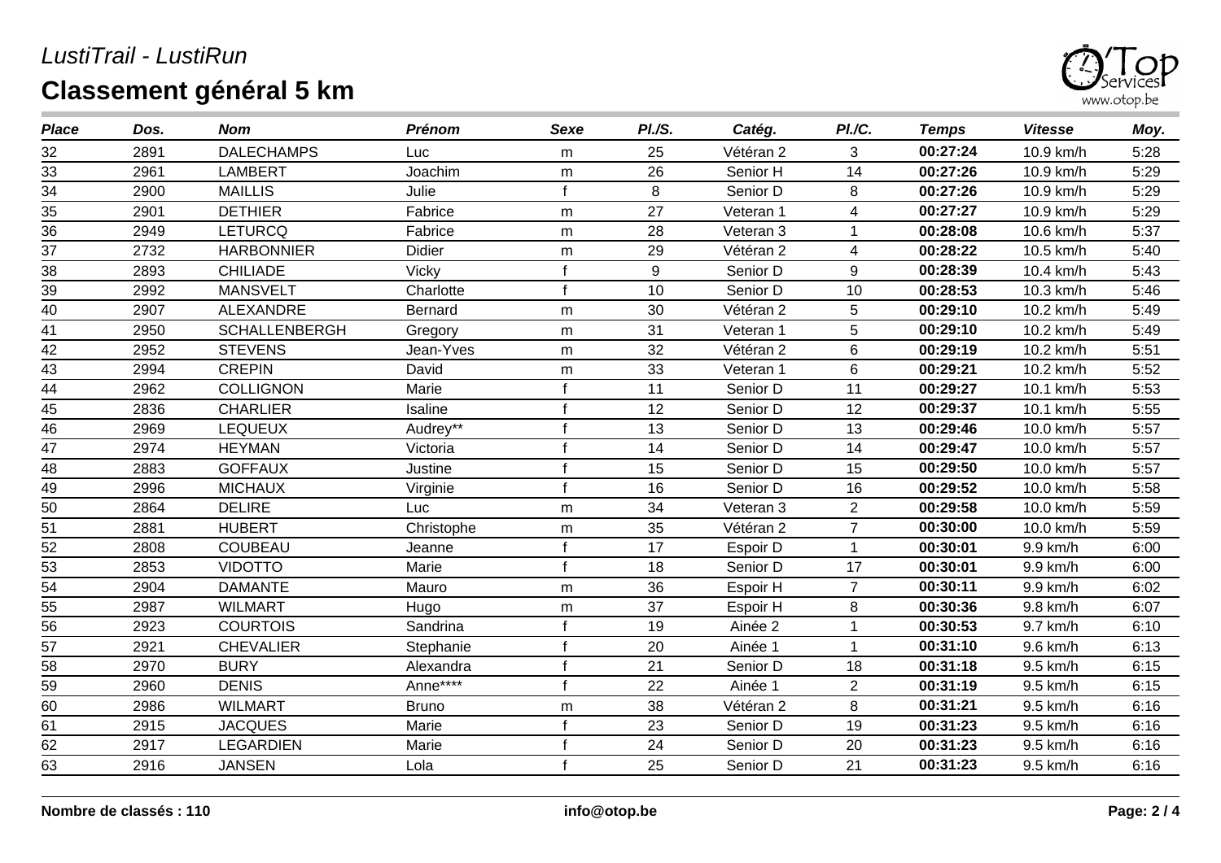*LustiTrail - LustiRun*

# Classement général 5 km

| *Place* | *Dos.* | *Nom* | *Prénom* | *Sexe* | *Pl./S.* | *Catég.* | *Pl./C.* | *Temps* | *Vitesse* | *Moy.* |
|---|---|---|---|---|---|---|---|---|---|---|
| 32 | 2891 | DALECHAMPS | Luc | m | 25 | Vétéran 2 | 3 | **00:27:24** | 10.9 km/h | 5:28 |
| 33 | 2961 | LAMBERT | Joachim | m | 26 | Senior H | 14 | **00:27:26** | 10.9 km/h | 5:29 |
| 34 | 2900 | MAILLIS | Julie | f | 8 | Senior D | 8 | **00:27:26** | 10.9 km/h | 5:29 |
| 35 | 2901 | DETHIER | Fabrice | m | 27 | Veteran 1 | 4 | **00:27:27** | 10.9 km/h | 5:29 |
| 36 | 2949 | LETURCQ | Fabrice | m | 28 | Veteran 3 | 1 | **00:28:08** | 10.6 km/h | 5:37 |
| 37 | 2732 | HARBONNIER | Didier | m | 29 | Vétéran 2 | 4 | **00:28:22** | 10.5 km/h | 5:40 |
| 38 | 2893 | CHILIADE | Vicky | f | 9 | Senior D | 9 | **00:28:39** | 10.4 km/h | 5:43 |
| 39 | 2992 | MANSVELT | Charlotte | f | 10 | Senior D | 10 | **00:28:53** | 10.3 km/h | 5:46 |
| 40 | 2907 | ALEXANDRE | Bernard | m | 30 | Vétéran 2 | 5 | **00:29:10** | 10.2 km/h | 5:49 |
| 41 | 2950 | SCHALLENBERGH | Gregory | m | 31 | Veteran 1 | 5 | **00:29:10** | 10.2 km/h | 5:49 |
| 42 | 2952 | STEVENS | Jean-Yves | m | 32 | Vétéran 2 | 6 | **00:29:19** | 10.2 km/h | 5:51 |
| 43 | 2994 | CREPIN | David | m | 33 | Veteran 1 | 6 | **00:29:21** | 10.2 km/h | 5:52 |
| 44 | 2962 | COLLIGNON | Marie | f | 11 | Senior D | 11 | **00:29:27** | 10.1 km/h | 5:53 |
| 45 | 2836 | CHARLIER | Isaline | f | 12 | Senior D | 12 | **00:29:37** | 10.1 km/h | 5:55 |
| 46 | 2969 | LEQUEUX | Audrey** | f | 13 | Senior D | 13 | **00:29:46** | 10.0 km/h | 5:57 |
| 47 | 2974 | HEYMAN | Victoria | f | 14 | Senior D | 14 | **00:29:47** | 10.0 km/h | 5:57 |
| 48 | 2883 | GOFFAUX | Justine | f | 15 | Senior D | 15 | **00:29:50** | 10.0 km/h | 5:57 |
| 49 | 2996 | MICHAUX | Virginie | f | 16 | Senior D | 16 | **00:29:52** | 10.0 km/h | 5:58 |
| 50 | 2864 | DELIRE | Luc | m | 34 | Veteran 3 | 2 | **00:29:58** | 10.0 km/h | 5:59 |
| 51 | 2881 | HUBERT | Christophe | m | 35 | Vétéran 2 | 7 | **00:30:00** | 10.0 km/h | 5:59 |
| 52 | 2808 | COUBEAU | Jeanne | f | 17 | Espoir D | 1 | **00:30:01** | 9.9 km/h | 6:00 |
| 53 | 2853 | VIDOTTO | Marie | f | 18 | Senior D | 17 | **00:30:01** | 9.9 km/h | 6:00 |
| 54 | 2904 | DAMANTE | Mauro | m | 36 | Espoir H | 7 | **00:30:11** | 9.9 km/h | 6:02 |
| 55 | 2987 | WILMART | Hugo | m | 37 | Espoir H | 8 | **00:30:36** | 9.8 km/h | 6:07 |
| 56 | 2923 | COURTOIS | Sandrina | f | 19 | Ainée 2 | 1 | **00:30:53** | 9.7 km/h | 6:10 |
| 57 | 2921 | CHEVALIER | Stephanie | f | 20 | Ainée 1 | 1 | **00:31:10** | 9.6 km/h | 6:13 |
| 58 | 2970 | BURY | Alexandra | f | 21 | Senior D | 18 | **00:31:18** | 9.5 km/h | 6:15 |
| 59 | 2960 | DENIS | Anne**** | f | 22 | Ainée 1 | 2 | **00:31:19** | 9.5 km/h | 6:15 |
| 60 | 2986 | WILMART | Bruno | m | 38 | Vétéran 2 | 8 | **00:31:21** | 9.5 km/h | 6:16 |
| 61 | 2915 | JACQUES | Marie | f | 23 | Senior D | 19 | **00:31:23** | 9.5 km/h | 6:16 |
| 62 | 2917 | LEGARDIEN | Marie | f | 24 | Senior D | 20 | **00:31:23** | 9.5 km/h | 6:16 |
| 63 | 2916 | JANSEN | Lola | f | 25 | Senior D | 21 | **00:31:23** | 9.5 km/h | 6:16 |

**Nombre de classés : 110** **info@otop.be**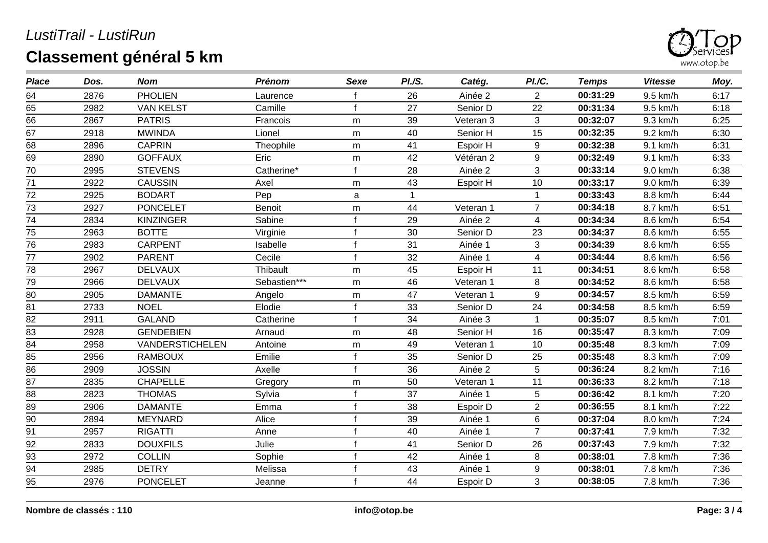*LustiTrail - LustiRun*

# Classement général 5 km

| *Place* | *Dos.* | *Nom* | *Prénom* | *Sexe* | *Pl./S.* | *Catég.* | *Pl./C.* | *Temps* | *Vitesse* | *Moy.* |
|---|---|---|---|---|---|---|---|---|---|---|
| 64 | 2876 | PHOLIEN | Laurence | f | 26 | Ainée 2 | 2 | **00:31:29** | 9.5 km/h | 6:17 |
| 65 | 2982 | VAN KELST | Camille | f | 27 | Senior D | 22 | **00:31:34** | 9.5 km/h | 6:18 |
| 66 | 2867 | PATRIS | Francois | m | 39 | Veteran 3 | 3 | **00:32:07** | 9.3 km/h | 6:25 |
| 67 | 2918 | MWINDA | Lionel | m | 40 | Senior H | 15 | **00:32:35** | 9.2 km/h | 6:30 |
| 68 | 2896 | CAPRIN | Theophile | m | 41 | Espoir H | 9 | **00:32:38** | 9.1 km/h | 6:31 |
| 69 | 2890 | GOFFAUX | Eric | m | 42 | Vétéran 2 | 9 | **00:32:49** | 9.1 km/h | 6:33 |
| 70 | 2995 | STEVENS | Catherine* | f | 28 | Ainée 2 | 3 | **00:33:14** | 9.0 km/h | 6:38 |
| 71 | 2922 | CAUSSIN | Axel | m | 43 | Espoir H | 10 | **00:33:17** | 9.0 km/h | 6:39 |
| 72 | 2925 | BODART | Pep | a | 1 | | 1 | **00:33:43** | 8.8 km/h | 6:44 |
| 73 | 2927 | PONCELET | Benoit | m | 44 | Veteran 1 | 7 | **00:34:18** | 8.7 km/h | 6:51 |
| 74 | 2834 | KINZINGER | Sabine | f | 29 | Ainée 2 | 4 | **00:34:34** | 8.6 km/h | 6:54 |
| 75 | 2963 | BOTTE | Virginie | f | 30 | Senior D | 23 | **00:34:37** | 8.6 km/h | 6:55 |
| 76 | 2983 | CARPENT | Isabelle | f | 31 | Ainée 1 | 3 | **00:34:39** | 8.6 km/h | 6:55 |
| 77 | 2902 | PARENT | Cecile | f | 32 | Ainée 1 | 4 | **00:34:44** | 8.6 km/h | 6:56 |
| 78 | 2967 | DELVAUX | Thibault | m | 45 | Espoir H | 11 | **00:34:51** | 8.6 km/h | 6:58 |
| 79 | 2966 | DELVAUX | Sebastien*** | m | 46 | Veteran 1 | 8 | **00:34:52** | 8.6 km/h | 6:58 |
| 80 | 2905 | DAMANTE | Angelo | m | 47 | Veteran 1 | 9 | **00:34:57** | 8.5 km/h | 6:59 |
| 81 | 2733 | NOEL | Elodie | f | 33 | Senior D | 24 | **00:34:58** | 8.5 km/h | 6:59 |
| 82 | 2911 | GALAND | Catherine | f | 34 | Ainée 3 | 1 | **00:35:07** | 8.5 km/h | 7:01 |
| 83 | 2928 | GENDEBIEN | Arnaud | m | 48 | Senior H | 16 | **00:35:47** | 8.3 km/h | 7:09 |
| 84 | 2958 | VANDERSTICHELEN | Antoine | m | 49 | Veteran 1 | 10 | **00:35:48** | 8.3 km/h | 7:09 |
| 85 | 2956 | RAMBOUX | Emilie | f | 35 | Senior D | 25 | **00:35:48** | 8.3 km/h | 7:09 |
| 86 | 2909 | JOSSIN | Axelle | f | 36 | Ainée 2 | 5 | **00:36:24** | 8.2 km/h | 7:16 |
| 87 | 2835 | CHAPELLE | Gregory | m | 50 | Veteran 1 | 11 | **00:36:33** | 8.2 km/h | 7:18 |
| 88 | 2823 | THOMAS | Sylvia | f | 37 | Ainée 1 | 5 | **00:36:42** | 8.1 km/h | 7:20 |
| 89 | 2906 | DAMANTE | Emma | f | 38 | Espoir D | 2 | **00:36:55** | 8.1 km/h | 7:22 |
| 90 | 2894 | MEYNARD | Alice | f | 39 | Ainée 1 | 6 | **00:37:04** | 8.0 km/h | 7:24 |
| 91 | 2957 | RIGATTI | Anne | f | 40 | Ainée 1 | 7 | **00:37:41** | 7.9 km/h | 7:32 |
| 92 | 2833 | DOUXFILS | Julie | f | 41 | Senior D | 26 | **00:37:43** | 7.9 km/h | 7:32 |
| 93 | 2972 | COLLIN | Sophie | f | 42 | Ainée 1 | 8 | **00:38:01** | 7.8 km/h | 7:36 |
| 94 | 2985 | DETRY | Melissa | f | 43 | Ainée 1 | 9 | **00:38:01** | 7.8 km/h | 7:36 |
| 95 | 2976 | PONCELET | Jeanne | f | 44 | Espoir D | 3 | **00:38:05** | 7.8 km/h | 7:36 |

**Nombre de classés : 110**

**info@otop.be**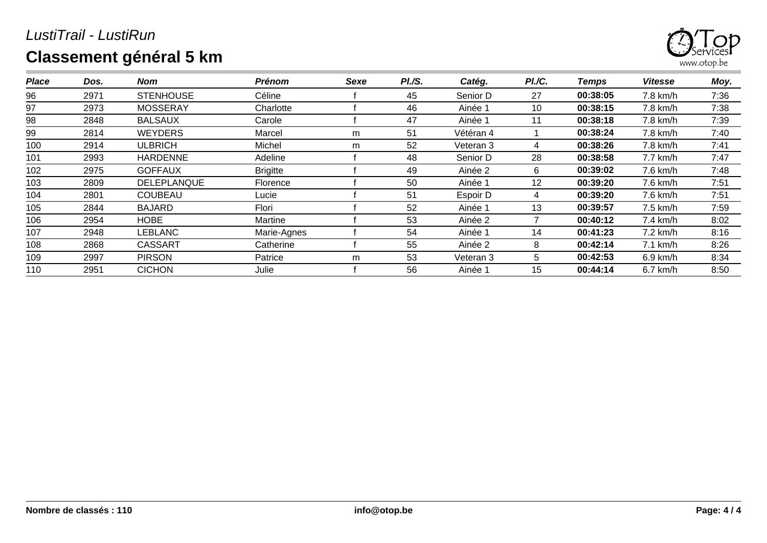*LustiTrail - LustiRun*

# Classement général 5 km

| ***Place*** | ***Dos.*** | ***Nom*** | ***Prénom*** | ***Sexe*** | ***Pl./S.*** | ***Catég.*** | ***Pl./C.*** | ***Temps*** | ***Vitesse*** | ***Moy.*** |
|---|---|---|---|---|---|---|---|---|---|---|
| 96 | 2971 | STENHOUSE | Céline | f | 45 | Senior D | 27 | **00:38:05** | 7.8 km/h | 7:36 |
| 97 | 2973 | MOSSERAY | Charlotte | f | 46 | Ainée 1 | 10 | **00:38:15** | 7.8 km/h | 7:38 |
| 98 | 2848 | BALSAUX | Carole | f | 47 | Ainée 1 | 11 | **00:38:18** | 7.8 km/h | 7:39 |
| 99 | 2814 | WEYDERS | Marcel | m | 51 | Vétéran 4 | 1 | **00:38:24** | 7.8 km/h | 7:40 |
| 100 | 2914 | ULBRICH | Michel | m | 52 | Veteran 3 | 4 | **00:38:26** | 7.8 km/h | 7:41 |
| 101 | 2993 | HARDENNE | Adeline | f | 48 | Senior D | 28 | **00:38:58** | 7.7 km/h | 7:47 |
| 102 | 2975 | GOFFAUX | Brigitte | f | 49 | Ainée 2 | 6 | **00:39:02** | 7.6 km/h | 7:48 |
| 103 | 2809 | DELEPLANQUE | Florence | f | 50 | Ainée 1 | 12 | **00:39:20** | 7.6 km/h | 7:51 |
| 104 | 2801 | COUBEAU | Lucie | f | 51 | Espoir D | 4 | **00:39:20** | 7.6 km/h | 7:51 |
| 105 | 2844 | BAJARD | Flori | f | 52 | Ainée 1 | 13 | **00:39:57** | 7.5 km/h | 7:59 |
| 106 | 2954 | HOBE | Martine | f | 53 | Ainée 2 | 7 | **00:40:12** | 7.4 km/h | 8:02 |
| 107 | 2948 | LEBLANC | Marie-Agnes | f | 54 | Ainée 1 | 14 | **00:41:23** | 7.2 km/h | 8:16 |
| 108 | 2868 | CASSART | Catherine | f | 55 | Ainée 2 | 8 | **00:42:14** | 7.1 km/h | 8:26 |
| 109 | 2997 | PIRSON | Patrice | m | 53 | Veteran 3 | 5 | **00:42:53** | 6.9 km/h | 8:34 |
| 110 | 2951 | CICHON | Julie | f | 56 | Ainée 1 | 15 | **00:44:14** | 6.7 km/h | 8:50 |

**Nombre de classés : 110**